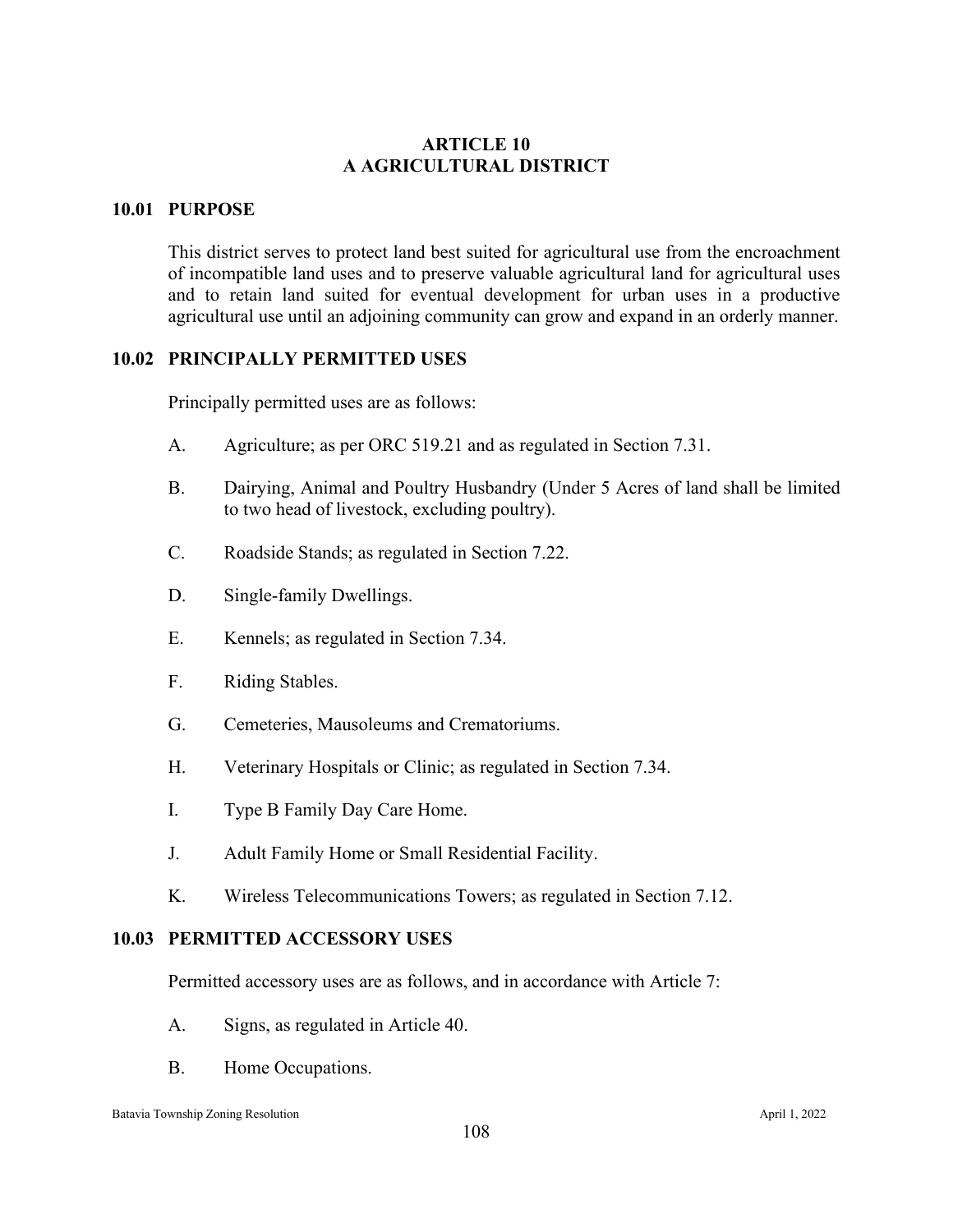# ARTICLE 10
# A AGRICULTURAL DISTRICT

## 10.01 PURPOSE

This district serves to protect land best suited for agricultural use from the encroachment of incompatible land uses and to preserve valuable agricultural land for agricultural uses and to retain land suited for eventual development for urban uses in a productive agricultural use until an adjoining community can grow and expand in an orderly manner.

## 10.02 PRINCIPALLY PERMITTED USES

Principally permitted uses are as follows:

A. Agriculture; as per ORC 519.21 and as regulated in Section 7.31.

B. Dairying, Animal and Poultry Husbandry (Under 5 Acres of land shall be limited to two head of livestock, excluding poultry).

C. Roadside Stands; as regulated in Section 7.22.

D. Single-family Dwellings.

E. Kennels; as regulated in Section 7.34.

F. Riding Stables.

G. Cemeteries, Mausoleums and Crematoriums.

H. Veterinary Hospitals or Clinic; as regulated in Section 7.34.

I. Type B Family Day Care Home.

J. Adult Family Home or Small Residential Facility.

K. Wireless Telecommunications Towers; as regulated in Section 7.12.

## 10.03 PERMITTED ACCESSORY USES

Permitted accessory uses are as follows, and in accordance with Article 7:

A. Signs, as regulated in Article 40.

B. Home Occupations.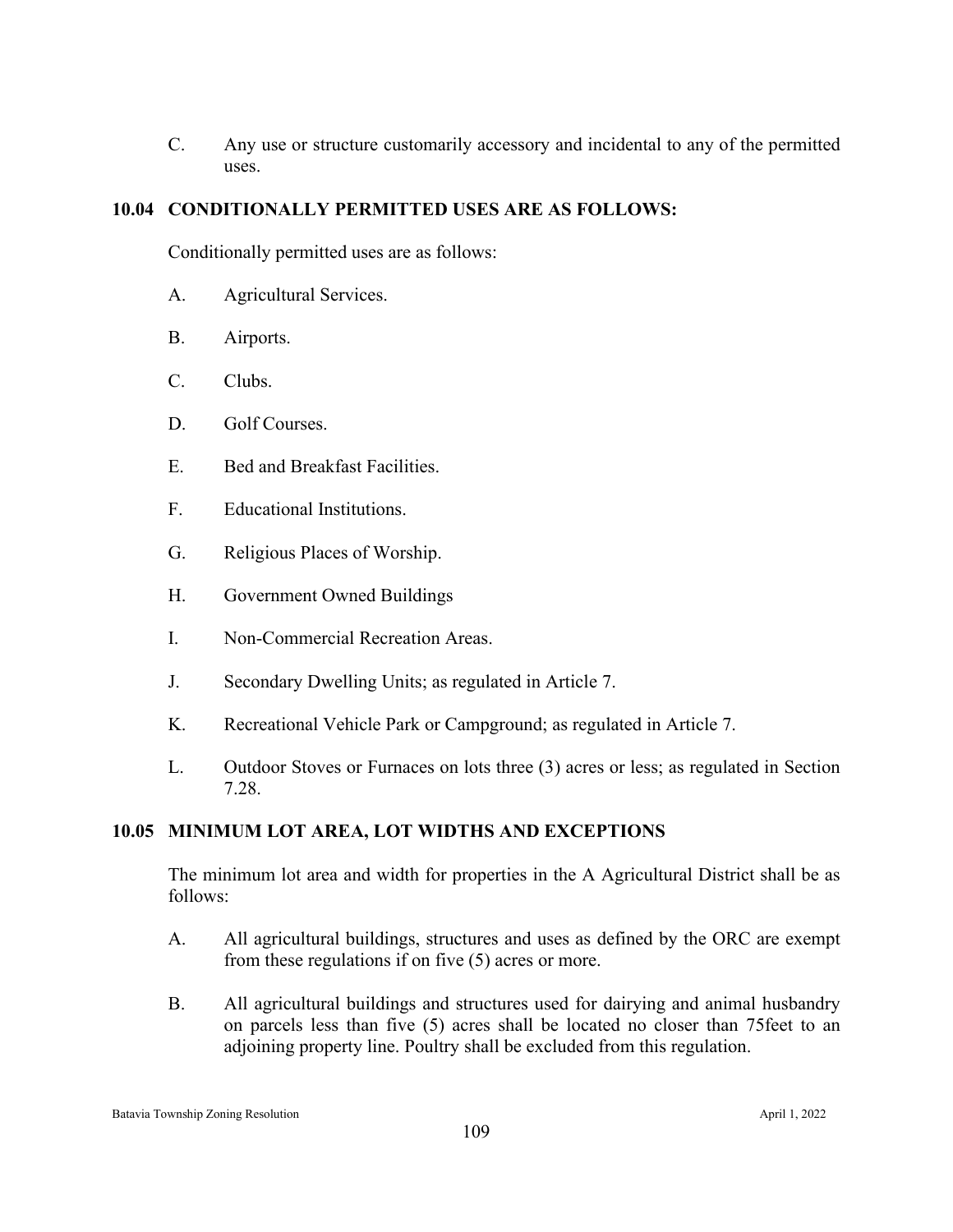C. Any use or structure customarily accessory and incidental to any of the permitted uses.

## 10.04 CONDITIONALLY PERMITTED USES ARE AS FOLLOWS:

Conditionally permitted uses are as follows:

A. Agricultural Services.

B. Airports.

C. Clubs.

D. Golf Courses.

E. Bed and Breakfast Facilities.

F. Educational Institutions.

G. Religious Places of Worship.

H. Government Owned Buildings

I. Non-Commercial Recreation Areas.

J. Secondary Dwelling Units; as regulated in Article 7.

K. Recreational Vehicle Park or Campground; as regulated in Article 7.

L. Outdoor Stoves or Furnaces on lots three (3) acres or less; as regulated in Section 7.28.

## 10.05 MINIMUM LOT AREA, LOT WIDTHS AND EXCEPTIONS

The minimum lot area and width for properties in the A Agricultural District shall be as follows:

A. All agricultural buildings, structures and uses as defined by the ORC are exempt from these regulations if on five (5) acres or more.

B. All agricultural buildings and structures used for dairying and animal husbandry on parcels less than five (5) acres shall be located no closer than 75feet to an adjoining property line. Poultry shall be excluded from this regulation.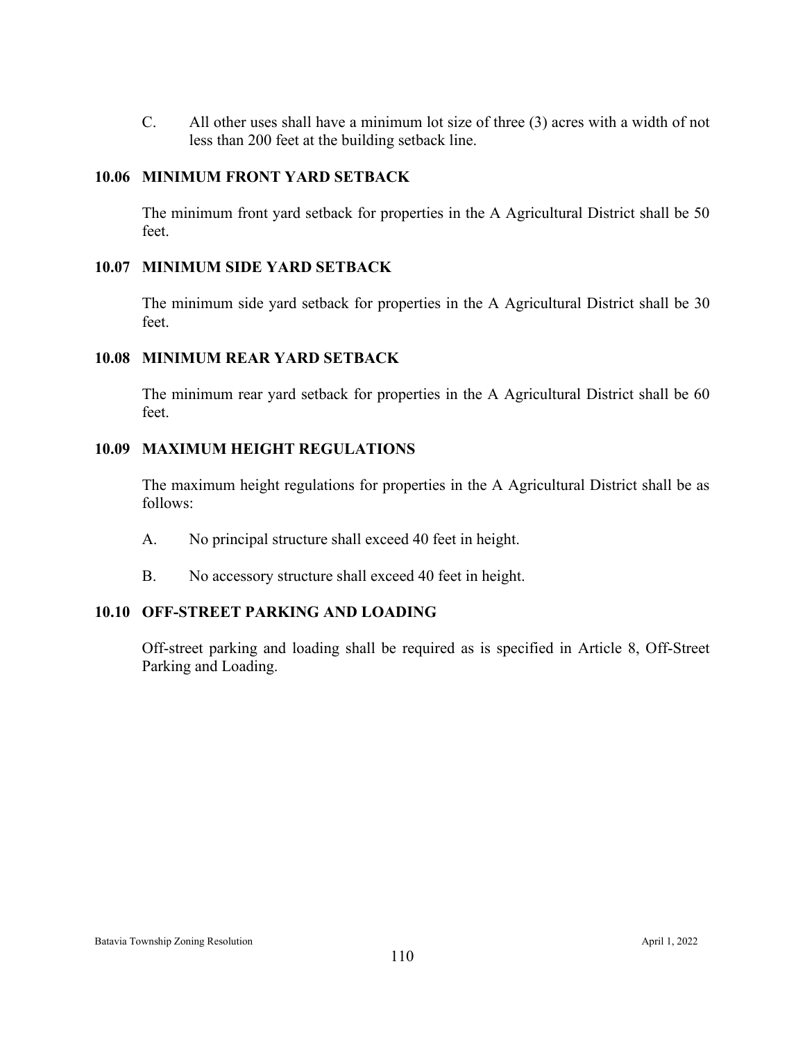C. All other uses shall have a minimum lot size of three (3) acres with a width of not less than 200 feet at the building setback line.

## 10.06 MINIMUM FRONT YARD SETBACK

The minimum front yard setback for properties in the A Agricultural District shall be 50 feet.

## 10.07 MINIMUM SIDE YARD SETBACK

The minimum side yard setback for properties in the A Agricultural District shall be 30 feet.

## 10.08 MINIMUM REAR YARD SETBACK

The minimum rear yard setback for properties in the A Agricultural District shall be 60 feet.

## 10.09 MAXIMUM HEIGHT REGULATIONS

The maximum height regulations for properties in the A Agricultural District shall be as follows:

A. No principal structure shall exceed 40 feet in height.

B. No accessory structure shall exceed 40 feet in height.

## 10.10 OFF-STREET PARKING AND LOADING

Off-street parking and loading shall be required as is specified in Article 8, Off-Street Parking and Loading.